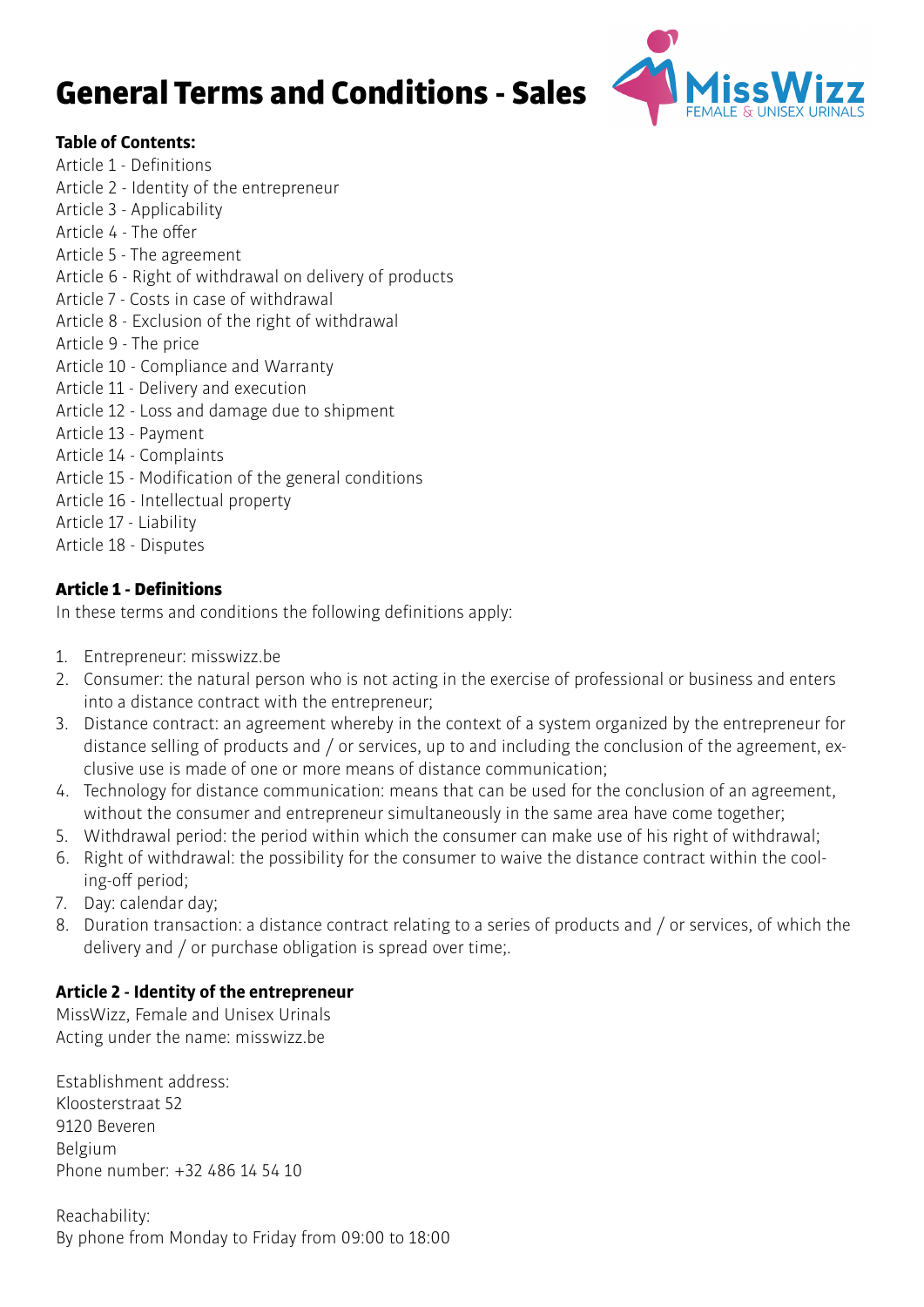# General Terms and Conditions - Sales

**Table of Contents:**

Article 1 - Definitions
Article 2 - Identity of the entrepreneur
Article 3 - Applicability
Article 4 - The offer
Article 5 - The agreement
Article 6 - Right of withdrawal on delivery of products
Article 7 - Costs in case of withdrawal
Article 8 - Exclusion of the right of withdrawal
Article 9 - The price
Article 10 - Compliance and Warranty
Article 11 - Delivery and execution
Article 12 - Loss and damage due to shipment
Article 13 - Payment
Article 14 - Complaints
Article 15 - Modification of the general conditions
Article 16 - Intellectual property
Article 17 - Liability
Article 18 - Disputes

## Article 1 - Definitions

In these terms and conditions the following definitions apply:

1. Entrepreneur: misswizz.be
2. Consumer: the natural person who is not acting in the exercise of professional or business and enters into a distance contract with the entrepreneur;
3. Distance contract: an agreement whereby in the context of a system organized by the entrepreneur for distance selling of products and / or services, up to and including the conclusion of the agreement, exclusive use is made of one or more means of distance communication;
4. Technology for distance communication: means that can be used for the conclusion of an agreement, without the consumer and entrepreneur simultaneously in the same area have come together;
5. Withdrawal period: the period within which the consumer can make use of his right of withdrawal;
6. Right of withdrawal: the possibility for the consumer to waive the distance contract within the cooling-off period;
7. Day: calendar day;
8. Duration transaction: a distance contract relating to a series of products and / or services, of which the delivery and / or purchase obligation is spread over time;.

## Article 2 - Identity of the entrepreneur

MissWizz, Female and Unisex Urinals
Acting under the name: misswizz.be

Establishment address:
Kloosterstraat 52
9120 Beveren
Belgium
Phone number: +32 486 14 54 10

Reachability:
By phone from Monday to Friday from 09:00 to 18:00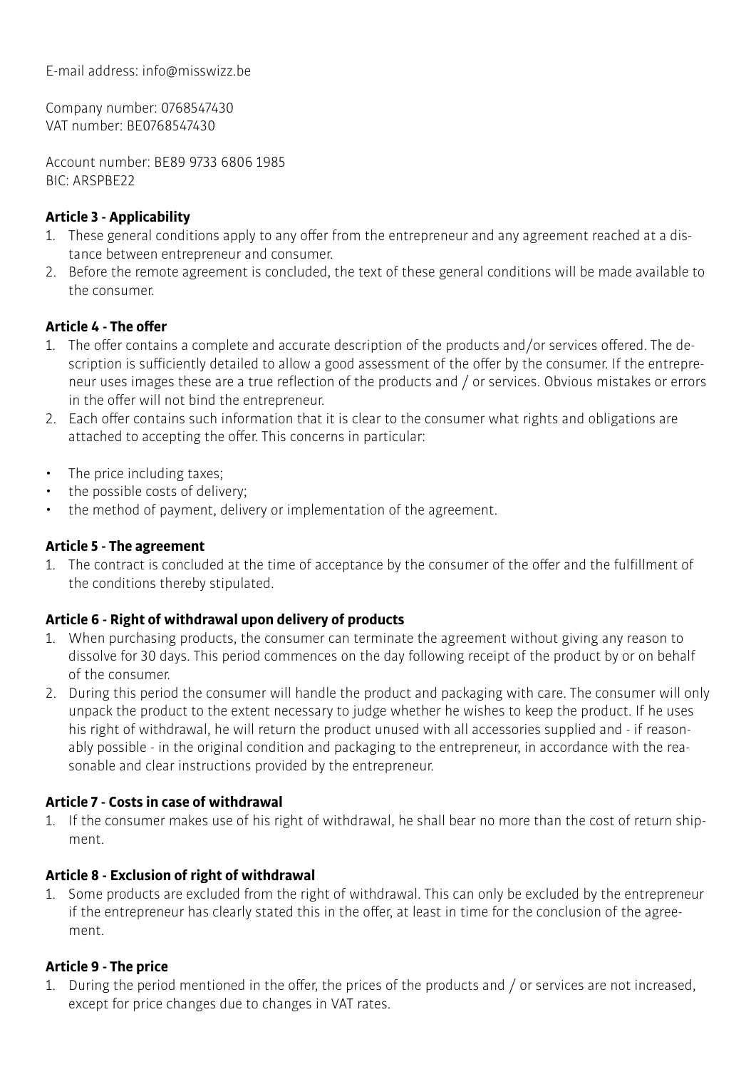E-mail address: info@misswizz.be

Company number: 0768547430
VAT number: BE0768547430

Account number: BE89 9733 6806 1985
BIC: ARSPBE22

**Article 3 - Applicability**

1. These general conditions apply to any offer from the entrepreneur and any agreement reached at a distance between entrepreneur and consumer.
2. Before the remote agreement is concluded, the text of these general conditions will be made available to the consumer.

**Article 4 - The offer**

1. The offer contains a complete and accurate description of the products and/or services offered. The description is sufficiently detailed to allow a good assessment of the offer by the consumer. If the entrepreneur uses images these are a true reflection of the products and / or services. Obvious mistakes or errors in the offer will not bind the entrepreneur.
2. Each offer contains such information that it is clear to the consumer what rights and obligations are attached to accepting the offer. This concerns in particular:

- The price including taxes;
- the possible costs of delivery;
- the method of payment, delivery or implementation of the agreement.

**Article 5 - The agreement**

1. The contract is concluded at the time of acceptance by the consumer of the offer and the fulfillment of the conditions thereby stipulated.

**Article 6 - Right of withdrawal upon delivery of products**

1. When purchasing products, the consumer can terminate the agreement without giving any reason to dissolve for 30 days. This period commences on the day following receipt of the product by or on behalf of the consumer.
2. During this period the consumer will handle the product and packaging with care. The consumer will only unpack the product to the extent necessary to judge whether he wishes to keep the product. If he uses his right of withdrawal, he will return the product unused with all accessories supplied and - if reasonably possible - in the original condition and packaging to the entrepreneur, in accordance with the reasonable and clear instructions provided by the entrepreneur.

**Article 7 - Costs in case of withdrawal**

1. If the consumer makes use of his right of withdrawal, he shall bear no more than the cost of return shipment.

**Article 8 - Exclusion of right of withdrawal**

1. Some products are excluded from the right of withdrawal. This can only be excluded by the entrepreneur if the entrepreneur has clearly stated this in the offer, at least in time for the conclusion of the agreement.

**Article 9 - The price**

1. During the period mentioned in the offer, the prices of the products and / or services are not increased, except for price changes due to changes in VAT rates.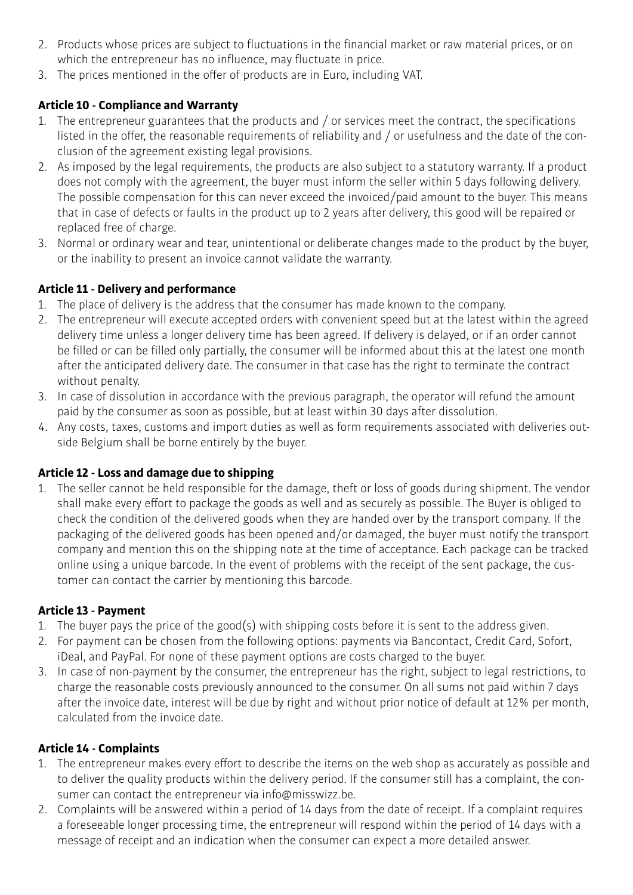2. Products whose prices are subject to fluctuations in the financial market or raw material prices, or on which the entrepreneur has no influence, may fluctuate in price.
3. The prices mentioned in the offer of products are in Euro, including VAT.

**Article 10 - Compliance and Warranty**

1. The entrepreneur guarantees that the products and / or services meet the contract, the specifications listed in the offer, the reasonable requirements of reliability and / or usefulness and the date of the conclusion of the agreement existing legal provisions.
2. As imposed by the legal requirements, the products are also subject to a statutory warranty. If a product does not comply with the agreement, the buyer must inform the seller within 5 days following delivery. The possible compensation for this can never exceed the invoiced/paid amount to the buyer. This means that in case of defects or faults in the product up to 2 years after delivery, this good will be repaired or replaced free of charge.
3. Normal or ordinary wear and tear, unintentional or deliberate changes made to the product by the buyer, or the inability to present an invoice cannot validate the warranty.

**Article 11 - Delivery and performance**

1. The place of delivery is the address that the consumer has made known to the company.
2. The entrepreneur will execute accepted orders with convenient speed but at the latest within the agreed delivery time unless a longer delivery time has been agreed. If delivery is delayed, or if an order cannot be filled or can be filled only partially, the consumer will be informed about this at the latest one month after the anticipated delivery date. The consumer in that case has the right to terminate the contract without penalty.
3. In case of dissolution in accordance with the previous paragraph, the operator will refund the amount paid by the consumer as soon as possible, but at least within 30 days after dissolution.
4. Any costs, taxes, customs and import duties as well as form requirements associated with deliveries outside Belgium shall be borne entirely by the buyer.

**Article 12 - Loss and damage due to shipping**

1. The seller cannot be held responsible for the damage, theft or loss of goods during shipment. The vendor shall make every effort to package the goods as well and as securely as possible. The Buyer is obliged to check the condition of the delivered goods when they are handed over by the transport company. If the packaging of the delivered goods has been opened and/or damaged, the buyer must notify the transport company and mention this on the shipping note at the time of acceptance. Each package can be tracked online using a unique barcode. In the event of problems with the receipt of the sent package, the customer can contact the carrier by mentioning this barcode.

**Article 13 - Payment**

1. The buyer pays the price of the good(s) with shipping costs before it is sent to the address given.
2. For payment can be chosen from the following options: payments via Bancontact, Credit Card, Sofort, iDeal, and PayPal. For none of these payment options are costs charged to the buyer.
3. In case of non-payment by the consumer, the entrepreneur has the right, subject to legal restrictions, to charge the reasonable costs previously announced to the consumer. On all sums not paid within 7 days after the invoice date, interest will be due by right and without prior notice of default at 12% per month, calculated from the invoice date.

**Article 14 - Complaints**

1. The entrepreneur makes every effort to describe the items on the web shop as accurately as possible and to deliver the quality products within the delivery period. If the consumer still has a complaint, the consumer can contact the entrepreneur via info@misswizz.be.
2. Complaints will be answered within a period of 14 days from the date of receipt. If a complaint requires a foreseeable longer processing time, the entrepreneur will respond within the period of 14 days with a message of receipt and an indication when the consumer can expect a more detailed answer.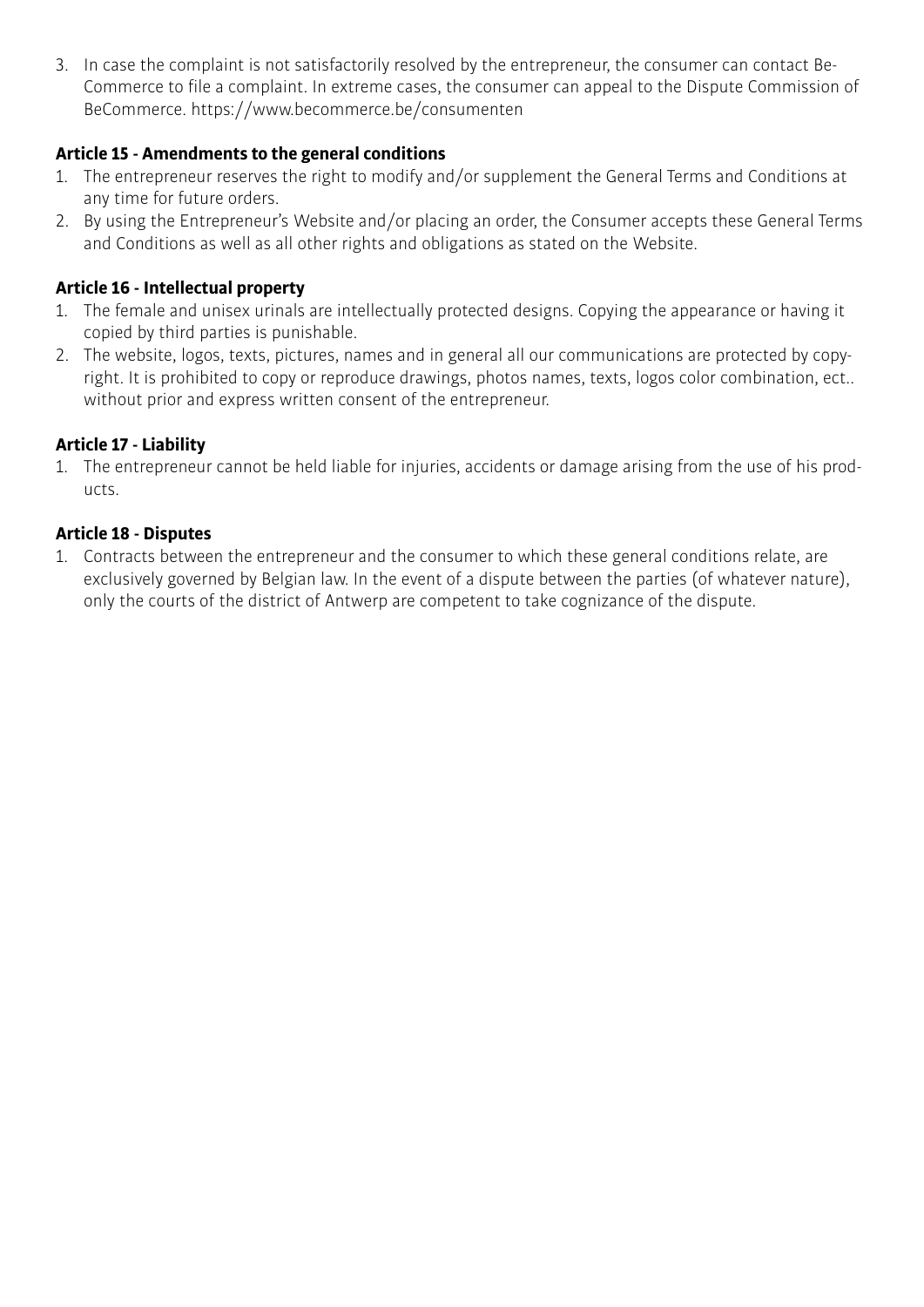3. In case the complaint is not satisfactorily resolved by the entrepreneur, the consumer can contact Be-Commerce to file a complaint. In extreme cases, the consumer can appeal to the Dispute Commission of BeCommerce. https://www.becommerce.be/consumenten

**Article 15 - Amendments to the general conditions**

1. The entrepreneur reserves the right to modify and/or supplement the General Terms and Conditions at any time for future orders.
2. By using the Entrepreneur's Website and/or placing an order, the Consumer accepts these General Terms and Conditions as well as all other rights and obligations as stated on the Website.

**Article 16 - Intellectual property**

1. The female and unisex urinals are intellectually protected designs. Copying the appearance or having it copied by third parties is punishable.
2. The website, logos, texts, pictures, names and in general all our communications are protected by copyright. It is prohibited to copy or reproduce drawings, photos names, texts, logos color combination, ect.. without prior and express written consent of the entrepreneur.

**Article 17 - Liability**

1. The entrepreneur cannot be held liable for injuries, accidents or damage arising from the use of his products.

**Article 18 - Disputes**

1. Contracts between the entrepreneur and the consumer to which these general conditions relate, are exclusively governed by Belgian law. In the event of a dispute between the parties (of whatever nature), only the courts of the district of Antwerp are competent to take cognizance of the dispute.